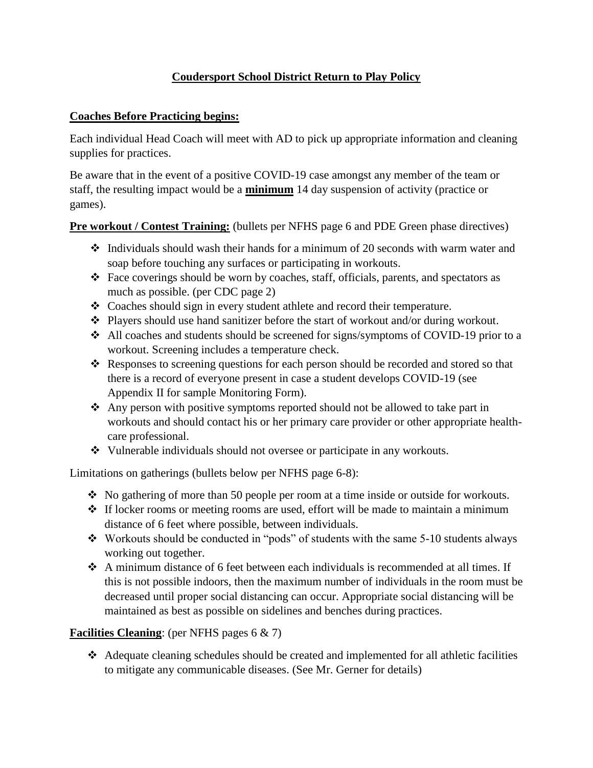# Coudersport School District Return to Play Policy

## Coaches Before Practicing begins:

Each individual Head Coach will meet with AD to pick up appropriate information and cleaning supplies for practices.

Be aware that in the event of a positive COVID-19 case amongst any member of the team or staff, the resulting impact would be a **minimum** 14 day suspension of activity (practice or games).

**Pre workout / Contest Training:** (bullets per NFHS page 6 and PDE Green phase directives)

- Individuals should wash their hands for a minimum of 20 seconds with warm water and soap before touching any surfaces or participating in workouts.
- Face coverings should be worn by coaches, staff, officials, parents, and spectators as much as possible. (per CDC page 2)
- Coaches should sign in every student athlete and record their temperature.
- Players should use hand sanitizer before the start of workout and/or during workout.
- All coaches and students should be screened for signs/symptoms of COVID-19 prior to a workout. Screening includes a temperature check.
- Responses to screening questions for each person should be recorded and stored so that there is a record of everyone present in case a student develops COVID-19 (see Appendix II for sample Monitoring Form).
- Any person with positive symptoms reported should not be allowed to take part in workouts and should contact his or her primary care provider or other appropriate health-care professional.
- Vulnerable individuals should not oversee or participate in any workouts.

Limitations on gatherings (bullets below per NFHS page 6-8):

- No gathering of more than 50 people per room at a time inside or outside for workouts.
- If locker rooms or meeting rooms are used, effort will be made to maintain a minimum distance of 6 feet where possible, between individuals.
- Workouts should be conducted in "pods" of students with the same 5-10 students always working out together.
- A minimum distance of 6 feet between each individuals is recommended at all times. If this is not possible indoors, then the maximum number of individuals in the room must be decreased until proper social distancing can occur. Appropriate social distancing will be maintained as best as possible on sidelines and benches during practices.

**Facilities Cleaning**: (per NFHS pages 6 & 7)

- Adequate cleaning schedules should be created and implemented for all athletic facilities to mitigate any communicable diseases. (See Mr. Gerner for details)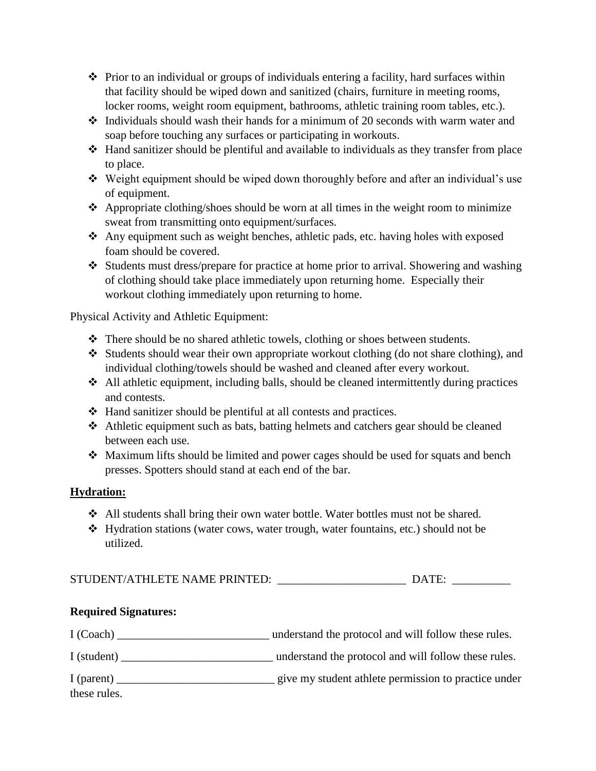- Prior to an individual or groups of individuals entering a facility, hard surfaces within that facility should be wiped down and sanitized (chairs, furniture in meeting rooms, locker rooms, weight room equipment, bathrooms, athletic training room tables, etc.).
- Individuals should wash their hands for a minimum of 20 seconds with warm water and soap before touching any surfaces or participating in workouts.
- Hand sanitizer should be plentiful and available to individuals as they transfer from place to place.
- Weight equipment should be wiped down thoroughly before and after an individual's use of equipment.
- Appropriate clothing/shoes should be worn at all times in the weight room to minimize sweat from transmitting onto equipment/surfaces.
- Any equipment such as weight benches, athletic pads, etc. having holes with exposed foam should be covered.
- Students must dress/prepare for practice at home prior to arrival. Showering and washing of clothing should take place immediately upon returning home. Especially their workout clothing immediately upon returning to home.

Physical Activity and Athletic Equipment:

- There should be no shared athletic towels, clothing or shoes between students.
- Students should wear their own appropriate workout clothing (do not share clothing), and individual clothing/towels should be washed and cleaned after every workout.
- All athletic equipment, including balls, should be cleaned intermittently during practices and contests.
- Hand sanitizer should be plentiful at all contests and practices.
- Athletic equipment such as bats, batting helmets and catchers gear should be cleaned between each use.
- Maximum lifts should be limited and power cages should be used for squats and bench presses. Spotters should stand at each end of the bar.

**Hydration:**

- All students shall bring their own water bottle. Water bottles must not be shared.
- Hydration stations (water cows, water trough, water fountains, etc.) should not be utilized.

STUDENT/ATHLETE NAME PRINTED: ______________________ DATE: __________

**Required Signatures:**

I (Coach) __________________________ understand the protocol and will follow these rules.

I (student) __________________________ understand the protocol and will follow these rules.

I (parent) ___________________________ give my student athlete permission to practice under these rules.